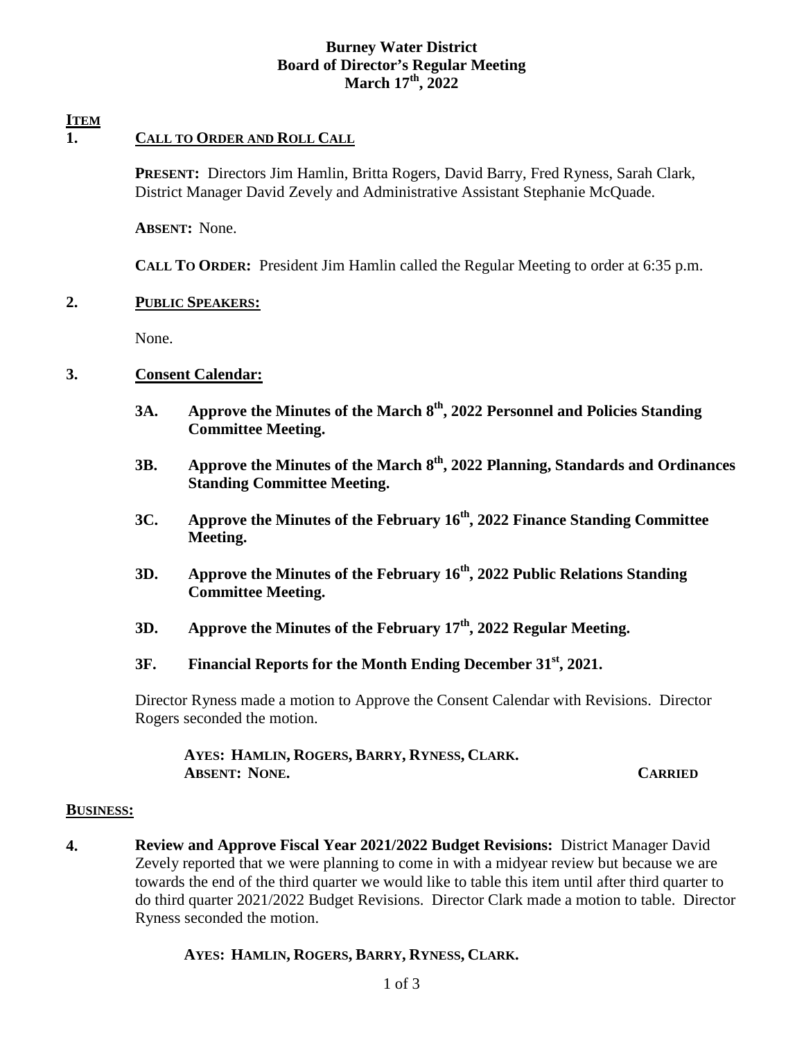# Burney Water District
## Board of Director's Regular Meeting
## March 17th, 2022

**ITEM**

**1. CALL TO ORDER AND ROLL CALL**

**PRESENT:** Directors Jim Hamlin, Britta Rogers, David Barry, Fred Ryness, Sarah Clark, District Manager David Zevely and Administrative Assistant Stephanie McQuade.

**ABSENT:** None.

**CALL TO ORDER:** President Jim Hamlin called the Regular Meeting to order at 6:35 p.m.

**2. PUBLIC SPEAKERS:**

None.

**3. Consent Calendar:**

**3A. Approve the Minutes of the March 8th, 2022 Personnel and Policies Standing Committee Meeting.**

**3B. Approve the Minutes of the March 8th, 2022 Planning, Standards and Ordinances Standing Committee Meeting.**

**3C. Approve the Minutes of the February 16th, 2022 Finance Standing Committee Meeting.**

**3D. Approve the Minutes of the February 16th, 2022 Public Relations Standing Committee Meeting.**

**3D. Approve the Minutes of the February 17th, 2022 Regular Meeting.**

**3F. Financial Reports for the Month Ending December 31st, 2021.**

Director Ryness made a motion to Approve the Consent Calendar with Revisions. Director Rogers seconded the motion.

**AYES: HAMLIN, ROGERS, BARRY, RYNESS, CLARK.**
**ABSENT: NONE.** **CARRIED**

**BUSINESS:**

**4. Review and Approve Fiscal Year 2021/2022 Budget Revisions:** District Manager David Zevely reported that we were planning to come in with a midyear review but because we are towards the end of the third quarter we would like to table this item until after third quarter to do third quarter 2021/2022 Budget Revisions. Director Clark made a motion to table. Director Ryness seconded the motion.

**AYES: HAMLIN, ROGERS, BARRY, RYNESS, CLARK.**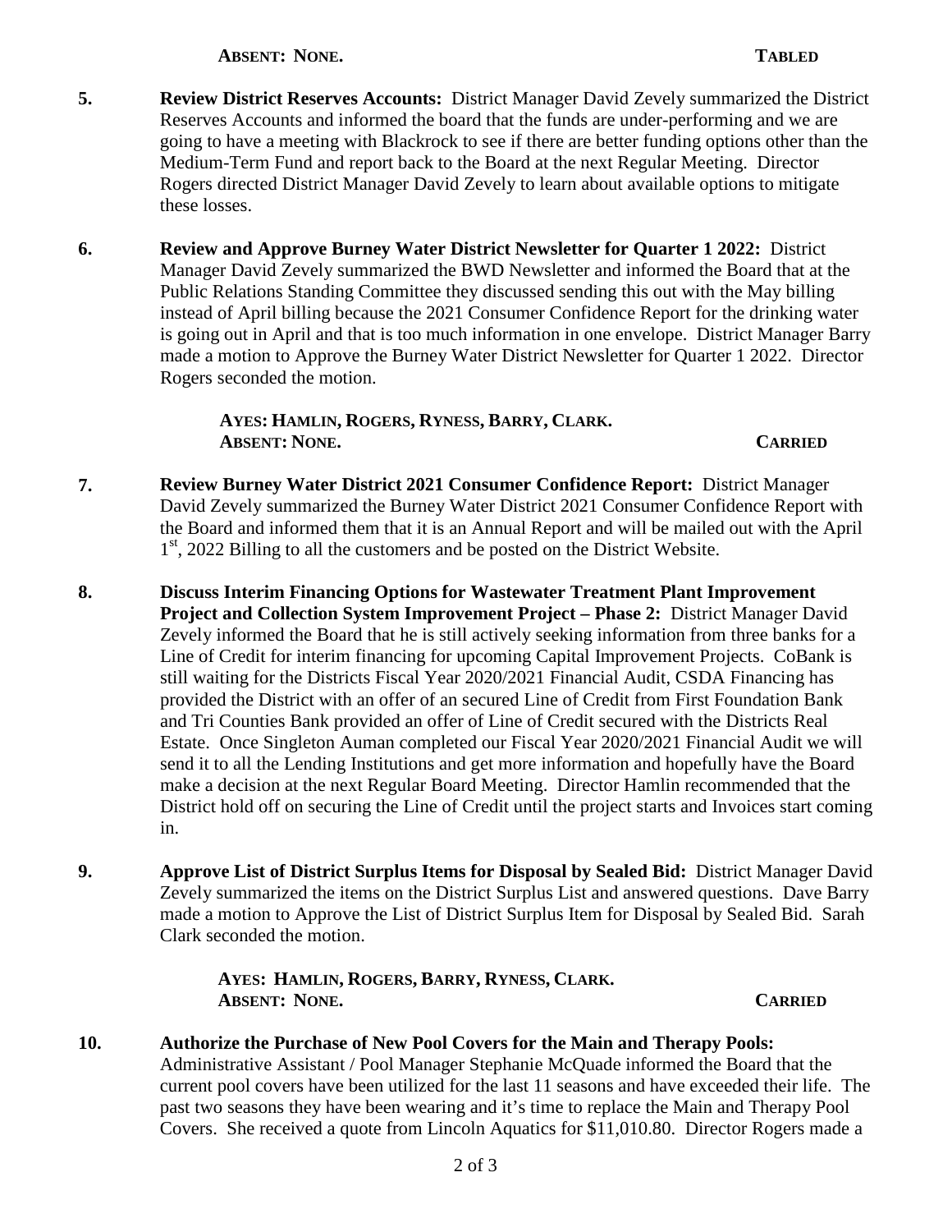**ABSENT: NONE.** **TABLED**

5. **Review District Reserves Accounts:** District Manager David Zevely summarized the District Reserves Accounts and informed the board that the funds are under-performing and we are going to have a meeting with Blackrock to see if there are better funding options other than the Medium-Term Fund and report back to the Board at the next Regular Meeting. Director Rogers directed District Manager David Zevely to learn about available options to mitigate these losses.

6. **Review and Approve Burney Water District Newsletter for Quarter 1 2022:** District Manager David Zevely summarized the BWD Newsletter and informed the Board that at the Public Relations Standing Committee they discussed sending this out with the May billing instead of April billing because the 2021 Consumer Confidence Report for the drinking water is going out in April and that is too much information in one envelope. District Manager Barry made a motion to Approve the Burney Water District Newsletter for Quarter 1 2022. Director Rogers seconded the motion.

   **AYES: HAMLIN, ROGERS, RYNESS, BARRY, CLARK.**
   **ABSENT: NONE.** **CARRIED**

7. **Review Burney Water District 2021 Consumer Confidence Report:** District Manager David Zevely summarized the Burney Water District 2021 Consumer Confidence Report with the Board and informed them that it is an Annual Report and will be mailed out with the April 1st, 2022 Billing to all the customers and be posted on the District Website.

8. **Discuss Interim Financing Options for Wastewater Treatment Plant Improvement Project and Collection System Improvement Project – Phase 2:** District Manager David Zevely informed the Board that he is still actively seeking information from three banks for a Line of Credit for interim financing for upcoming Capital Improvement Projects. CoBank is still waiting for the Districts Fiscal Year 2020/2021 Financial Audit, CSDA Financing has provided the District with an offer of an secured Line of Credit from First Foundation Bank and Tri Counties Bank provided an offer of Line of Credit secured with the Districts Real Estate. Once Singleton Auman completed our Fiscal Year 2020/2021 Financial Audit we will send it to all the Lending Institutions and get more information and hopefully have the Board make a decision at the next Regular Board Meeting. Director Hamlin recommended that the District hold off on securing the Line of Credit until the project starts and Invoices start coming in.

9. **Approve List of District Surplus Items for Disposal by Sealed Bid:** District Manager David Zevely summarized the items on the District Surplus List and answered questions. Dave Barry made a motion to Approve the List of District Surplus Item for Disposal by Sealed Bid. Sarah Clark seconded the motion.

   **AYES: HAMLIN, ROGERS, BARRY, RYNESS, CLARK.**
   **ABSENT: NONE.** **CARRIED**

10. **Authorize the Purchase of New Pool Covers for the Main and Therapy Pools:** Administrative Assistant / Pool Manager Stephanie McQuade informed the Board that the current pool covers have been utilized for the last 11 seasons and have exceeded their life. The past two seasons they have been wearing and it's time to replace the Main and Therapy Pool Covers. She received a quote from Lincoln Aquatics for $11,010.80. Director Rogers made a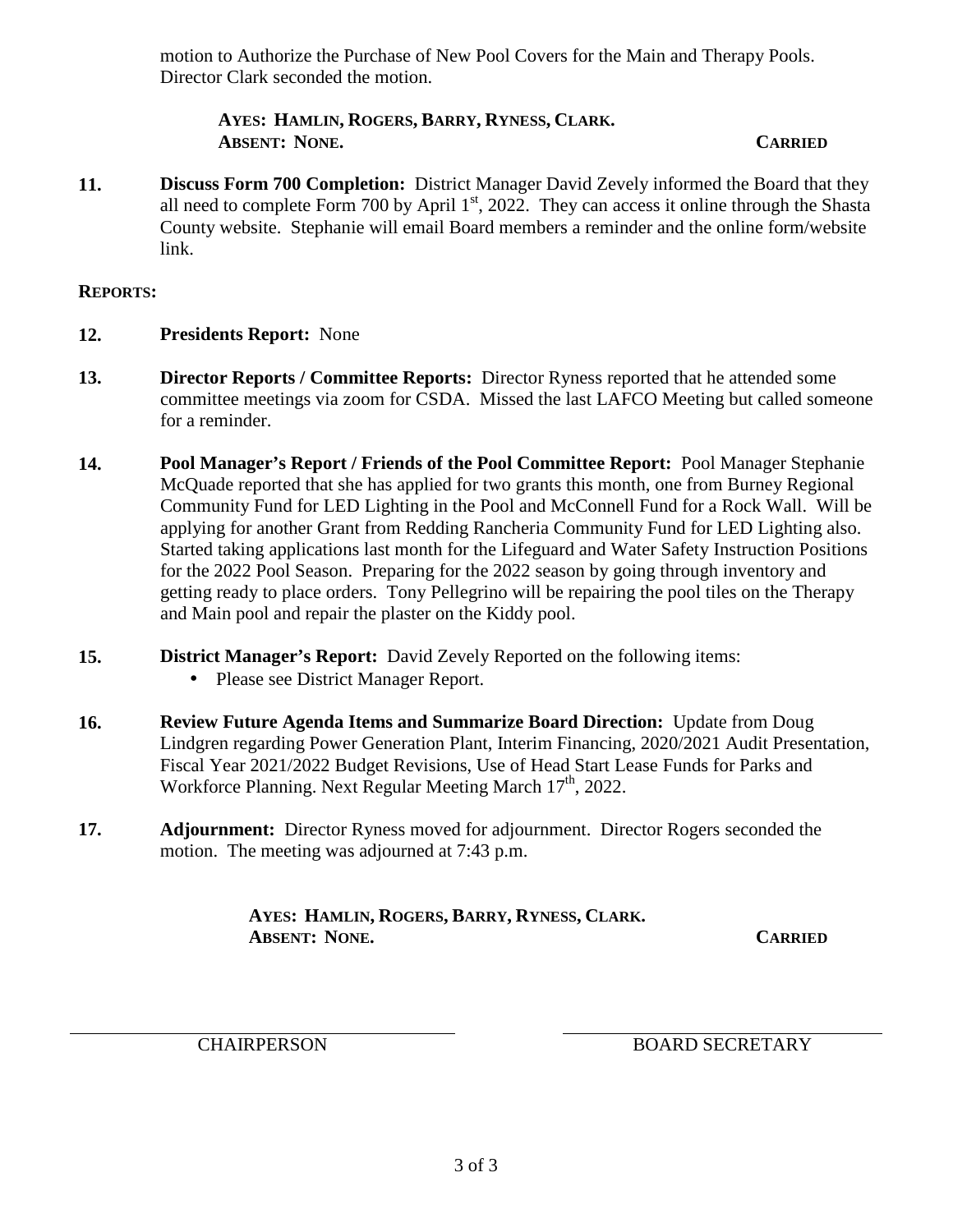motion to Authorize the Purchase of New Pool Covers for the Main and Therapy Pools. Director Clark seconded the motion.

**AYES: HAMLIN, ROGERS, BARRY, RYNESS, CLARK.**
**ABSENT: NONE.** **CARRIED**

**11. Discuss Form 700 Completion:** District Manager David Zevely informed the Board that they all need to complete Form 700 by April 1st, 2022. They can access it online through the Shasta County website. Stephanie will email Board members a reminder and the online form/website link.

**REPORTS:**

**12. Presidents Report:** None

**13. Director Reports / Committee Reports:** Director Ryness reported that he attended some committee meetings via zoom for CSDA. Missed the last LAFCO Meeting but called someone for a reminder.

**14. Pool Manager's Report / Friends of the Pool Committee Report:** Pool Manager Stephanie McQuade reported that she has applied for two grants this month, one from Burney Regional Community Fund for LED Lighting in the Pool and McConnell Fund for a Rock Wall. Will be applying for another Grant from Redding Rancheria Community Fund for LED Lighting also. Started taking applications last month for the Lifeguard and Water Safety Instruction Positions for the 2022 Pool Season. Preparing for the 2022 season by going through inventory and getting ready to place orders. Tony Pellegrino will be repairing the pool tiles on the Therapy and Main pool and repair the plaster on the Kiddy pool.

**15. District Manager's Report:** David Zevely Reported on the following items:

- Please see District Manager Report.

**16. Review Future Agenda Items and Summarize Board Direction:** Update from Doug Lindgren regarding Power Generation Plant, Interim Financing, 2020/2021 Audit Presentation, Fiscal Year 2021/2022 Budget Revisions, Use of Head Start Lease Funds for Parks and Workforce Planning. Next Regular Meeting March 17th, 2022.

**17. Adjournment:** Director Ryness moved for adjournment. Director Rogers seconded the motion. The meeting was adjourned at 7:43 p.m.

**AYES: HAMLIN, ROGERS, BARRY, RYNESS, CLARK.**
**ABSENT: NONE.** **CARRIED**

CHAIRPERSON

BOARD SECRETARY